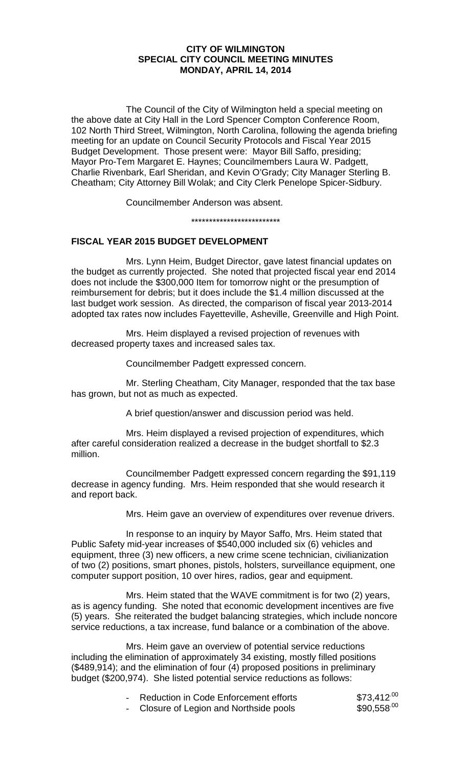**CITY OF WILMINGTON**
**SPECIAL CITY COUNCIL MEETING MINUTES**
**MONDAY, APRIL 14, 2014**

The Council of the City of Wilmington held a special meeting on the above date at City Hall in the Lord Spencer Compton Conference Room, 102 North Third Street, Wilmington, North Carolina, following the agenda briefing meeting for an update on Council Security Protocols and Fiscal Year 2015 Budget Development. Those present were: Mayor Bill Saffo, presiding; Mayor Pro-Tem Margaret E. Haynes; Councilmembers Laura W. Padgett, Charlie Rivenbark, Earl Sheridan, and Kevin O'Grady; City Manager Sterling B. Cheatham; City Attorney Bill Wolak; and City Clerk Penelope Spicer-Sidbury.

Councilmember Anderson was absent.

*************************

## FISCAL YEAR 2015 BUDGET DEVELOPMENT

Mrs. Lynn Heim, Budget Director, gave latest financial updates on the budget as currently projected. She noted that projected fiscal year end 2014 does not include the $300,000 Item for tomorrow night or the presumption of reimbursement for debris; but it does include the $1.4 million discussed at the last budget work session. As directed, the comparison of fiscal year 2013-2014 adopted tax rates now includes Fayetteville, Asheville, Greenville and High Point.

Mrs. Heim displayed a revised projection of revenues with decreased property taxes and increased sales tax.

Councilmember Padgett expressed concern.

Mr. Sterling Cheatham, City Manager, responded that the tax base has grown, but not as much as expected.

A brief question/answer and discussion period was held.

Mrs. Heim displayed a revised projection of expenditures, which after careful consideration realized a decrease in the budget shortfall to $2.3 million.

Councilmember Padgett expressed concern regarding the $91,119 decrease in agency funding. Mrs. Heim responded that she would research it and report back.

Mrs. Heim gave an overview of expenditures over revenue drivers.

In response to an inquiry by Mayor Saffo, Mrs. Heim stated that Public Safety mid-year increases of $540,000 included six (6) vehicles and equipment, three (3) new officers, a new crime scene technician, civilianization of two (2) positions, smart phones, pistols, holsters, surveillance equipment, one computer support position, 10 over hires, radios, gear and equipment.

Mrs. Heim stated that the WAVE commitment is for two (2) years, as is agency funding. She noted that economic development incentives are five (5) years. She reiterated the budget balancing strategies, which include noncore service reductions, a tax increase, fund balance or a combination of the above.

Mrs. Heim gave an overview of potential service reductions including the elimination of approximately 34 existing, mostly filled positions ($489,914); and the elimination of four (4) proposed positions in preliminary budget ($200,974). She listed potential service reductions as follows:

- Reduction in Code Enforcement efforts $73,412.00
- Closure of Legion and Northside pools $90,558.00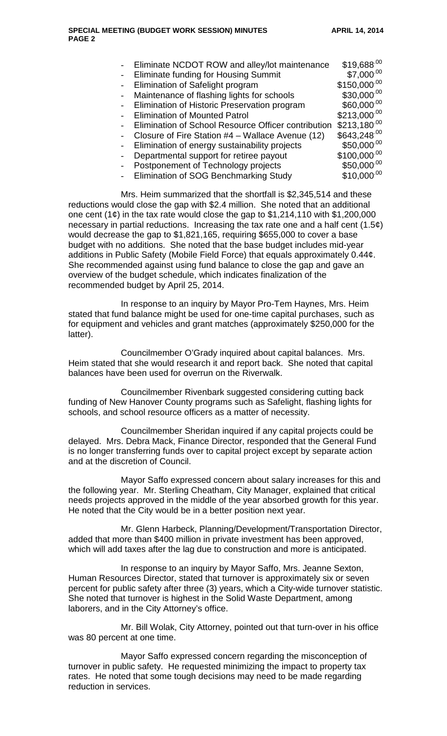- Eliminate NCDOT ROW and alley/lot maintenance $19,688.00
- Eliminate funding for Housing Summit $7,000.00
- Elimination of Safelight program $150,000.00
- Maintenance of flashing lights for schools $30,000.00
- Elimination of Historic Preservation program $60,000.00
- Elimination of Mounted Patrol $213,000.00
- Elimination of School Resource Officer contribution $213,180.00
- Closure of Fire Station #4 – Wallace Avenue (12) $643,248.00
- Elimination of energy sustainability projects $50,000.00
- Departmental support for retiree payout $100,000.00
- Postponement of Technology projects $50,000.00
- Elimination of SOG Benchmarking Study $10,000.00

Mrs. Heim summarized that the shortfall is $2,345,514 and these reductions would close the gap with $2.4 million. She noted that an additional one cent (1¢) in the tax rate would close the gap to $1,214,110 with $1,200,000 necessary in partial reductions. Increasing the tax rate one and a half cent (1.5¢) would decrease the gap to $1,821,165, requiring $655,000 to cover a base budget with no additions. She noted that the base budget includes mid-year additions in Public Safety (Mobile Field Force) that equals approximately 0.44¢. She recommended against using fund balance to close the gap and gave an overview of the budget schedule, which indicates finalization of the recommended budget by April 25, 2014.

In response to an inquiry by Mayor Pro-Tem Haynes, Mrs. Heim stated that fund balance might be used for one-time capital purchases, such as for equipment and vehicles and grant matches (approximately $250,000 for the latter).

Councilmember O'Grady inquired about capital balances. Mrs. Heim stated that she would research it and report back. She noted that capital balances have been used for overrun on the Riverwalk.

Councilmember Rivenbark suggested considering cutting back funding of New Hanover County programs such as Safelight, flashing lights for schools, and school resource officers as a matter of necessity.

Councilmember Sheridan inquired if any capital projects could be delayed. Mrs. Debra Mack, Finance Director, responded that the General Fund is no longer transferring funds over to capital project except by separate action and at the discretion of Council.

Mayor Saffo expressed concern about salary increases for this and the following year. Mr. Sterling Cheatham, City Manager, explained that critical needs projects approved in the middle of the year absorbed growth for this year. He noted that the City would be in a better position next year.

Mr. Glenn Harbeck, Planning/Development/Transportation Director, added that more than $400 million in private investment has been approved, which will add taxes after the lag due to construction and more is anticipated.

In response to an inquiry by Mayor Saffo, Mrs. Jeanne Sexton, Human Resources Director, stated that turnover is approximately six or seven percent for public safety after three (3) years, which a City-wide turnover statistic. She noted that turnover is highest in the Solid Waste Department, among laborers, and in the City Attorney's office.

Mr. Bill Wolak, City Attorney, pointed out that turn-over in his office was 80 percent at one time.

Mayor Saffo expressed concern regarding the misconception of turnover in public safety. He requested minimizing the impact to property tax rates. He noted that some tough decisions may need to be made regarding reduction in services.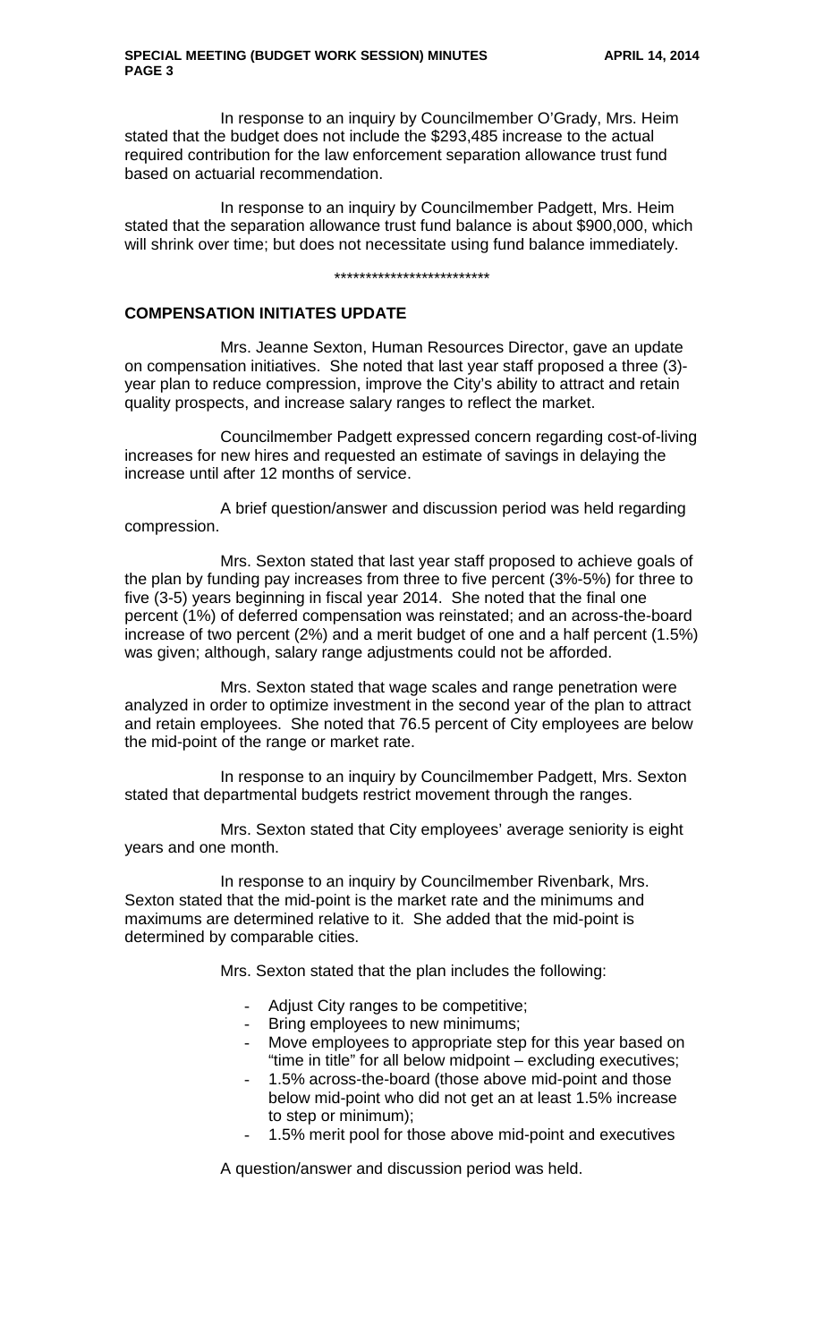In response to an inquiry by Councilmember O'Grady, Mrs. Heim stated that the budget does not include the $293,485 increase to the actual required contribution for the law enforcement separation allowance trust fund based on actuarial recommendation.

In response to an inquiry by Councilmember Padgett, Mrs. Heim stated that the separation allowance trust fund balance is about $900,000, which will shrink over time; but does not necessitate using fund balance immediately.

*************************

## COMPENSATION INITIATES UPDATE

Mrs. Jeanne Sexton, Human Resources Director, gave an update on compensation initiatives. She noted that last year staff proposed a three (3)-year plan to reduce compression, improve the City's ability to attract and retain quality prospects, and increase salary ranges to reflect the market.

Councilmember Padgett expressed concern regarding cost-of-living increases for new hires and requested an estimate of savings in delaying the increase until after 12 months of service.

A brief question/answer and discussion period was held regarding compression.

Mrs. Sexton stated that last year staff proposed to achieve goals of the plan by funding pay increases from three to five percent (3%-5%) for three to five (3-5) years beginning in fiscal year 2014. She noted that the final one percent (1%) of deferred compensation was reinstated; and an across-the-board increase of two percent (2%) and a merit budget of one and a half percent (1.5%) was given; although, salary range adjustments could not be afforded.

Mrs. Sexton stated that wage scales and range penetration were analyzed in order to optimize investment in the second year of the plan to attract and retain employees. She noted that 76.5 percent of City employees are below the mid-point of the range or market rate.

In response to an inquiry by Councilmember Padgett, Mrs. Sexton stated that departmental budgets restrict movement through the ranges.

Mrs. Sexton stated that City employees' average seniority is eight years and one month.

In response to an inquiry by Councilmember Rivenbark, Mrs. Sexton stated that the mid-point is the market rate and the minimums and maximums are determined relative to it. She added that the mid-point is determined by comparable cities.

Mrs. Sexton stated that the plan includes the following:

- Adjust City ranges to be competitive;
- Bring employees to new minimums;
- Move employees to appropriate step for this year based on "time in title" for all below midpoint – excluding executives;
- 1.5% across-the-board (those above mid-point and those below mid-point who did not get an at least 1.5% increase to step or minimum);
- 1.5% merit pool for those above mid-point and executives

A question/answer and discussion period was held.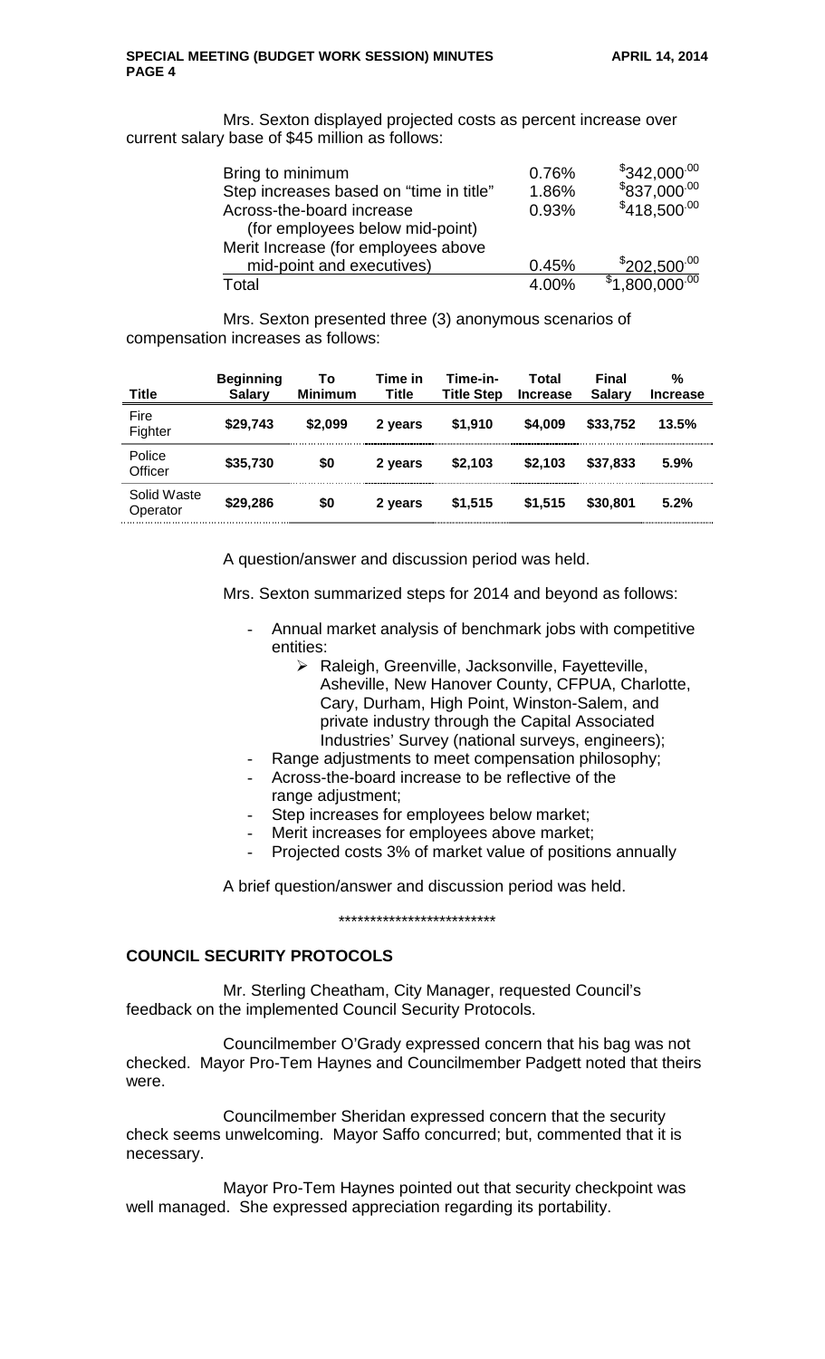Mrs. Sexton displayed projected costs as percent increase over current salary base of $45 million as follows:

| | | |
|---|---|---|
| Bring to minimum | 0.76% | $342,000.00 |
| Step increases based on "time in title" | 1.86% | $837,000.00 |
| Across-the-board increase (for employees below mid-point) | 0.93% | $418,500.00 |
| Merit Increase (for employees above mid-point and executives) | 0.45% | $202,500.00 |
| Total | 4.00% | $1,800,000.00 |

Mrs. Sexton presented three (3) anonymous scenarios of compensation increases as follows:

| Title | Beginning Salary | To Minimum | Time in Title | Time-in-Title Step | Total Increase | Final Salary | % Increase |
|---|---|---|---|---|---|---|---|
| Fire Fighter | **$29,743** | **$2,099** | **2 years** | **$1,910** | **$4,009** | **$33,752** | **13.5%** |
| Police Officer | **$35,730** | **$0** | **2 years** | **$2,103** | **$2,103** | **$37,833** | **5.9%** |
| Solid Waste Operator | **$29,286** | **$0** | **2 years** | **$1,515** | **$1,515** | **$30,801** | **5.2%** |

A question/answer and discussion period was held.

Mrs. Sexton summarized steps for 2014 and beyond as follows:

- Annual market analysis of benchmark jobs with competitive entities:
  - Raleigh, Greenville, Jacksonville, Fayetteville, Asheville, New Hanover County, CFPUA, Charlotte, Cary, Durham, High Point, Winston-Salem, and private industry through the Capital Associated Industries' Survey (national surveys, engineers);
- Range adjustments to meet compensation philosophy;
- Across-the-board increase to be reflective of the range adjustment;
- Step increases for employees below market;
- Merit increases for employees above market;
- Projected costs 3% of market value of positions annually

A brief question/answer and discussion period was held.

*************************

## COUNCIL SECURITY PROTOCOLS

Mr. Sterling Cheatham, City Manager, requested Council's feedback on the implemented Council Security Protocols.

Councilmember O'Grady expressed concern that his bag was not checked. Mayor Pro-Tem Haynes and Councilmember Padgett noted that theirs were.

Councilmember Sheridan expressed concern that the security check seems unwelcoming. Mayor Saffo concurred; but, commented that it is necessary.

Mayor Pro-Tem Haynes pointed out that security checkpoint was well managed. She expressed appreciation regarding its portability.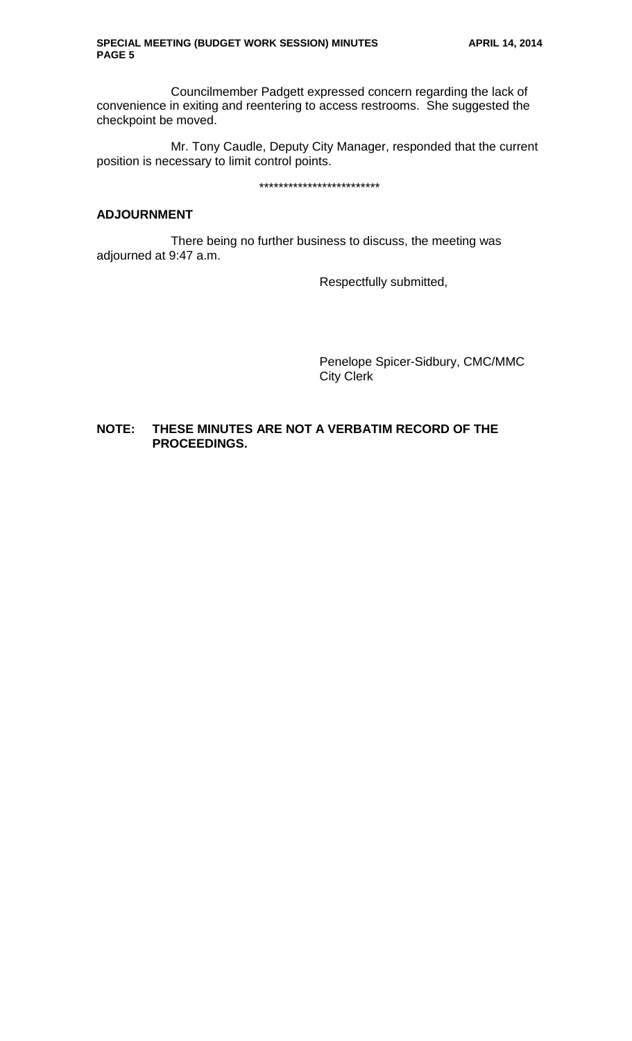Councilmember Padgett expressed concern regarding the lack of convenience in exiting and reentering to access restrooms. She suggested the checkpoint be moved.

Mr. Tony Caudle, Deputy City Manager, responded that the current position is necessary to limit control points.

*************************

## ADJOURNMENT

There being no further business to discuss, the meeting was adjourned at 9:47 a.m.

Respectfully submitted,

Penelope Spicer-Sidbury, CMC/MMC
City Clerk

**NOTE: THESE MINUTES ARE NOT A VERBATIM RECORD OF THE PROCEEDINGS.**